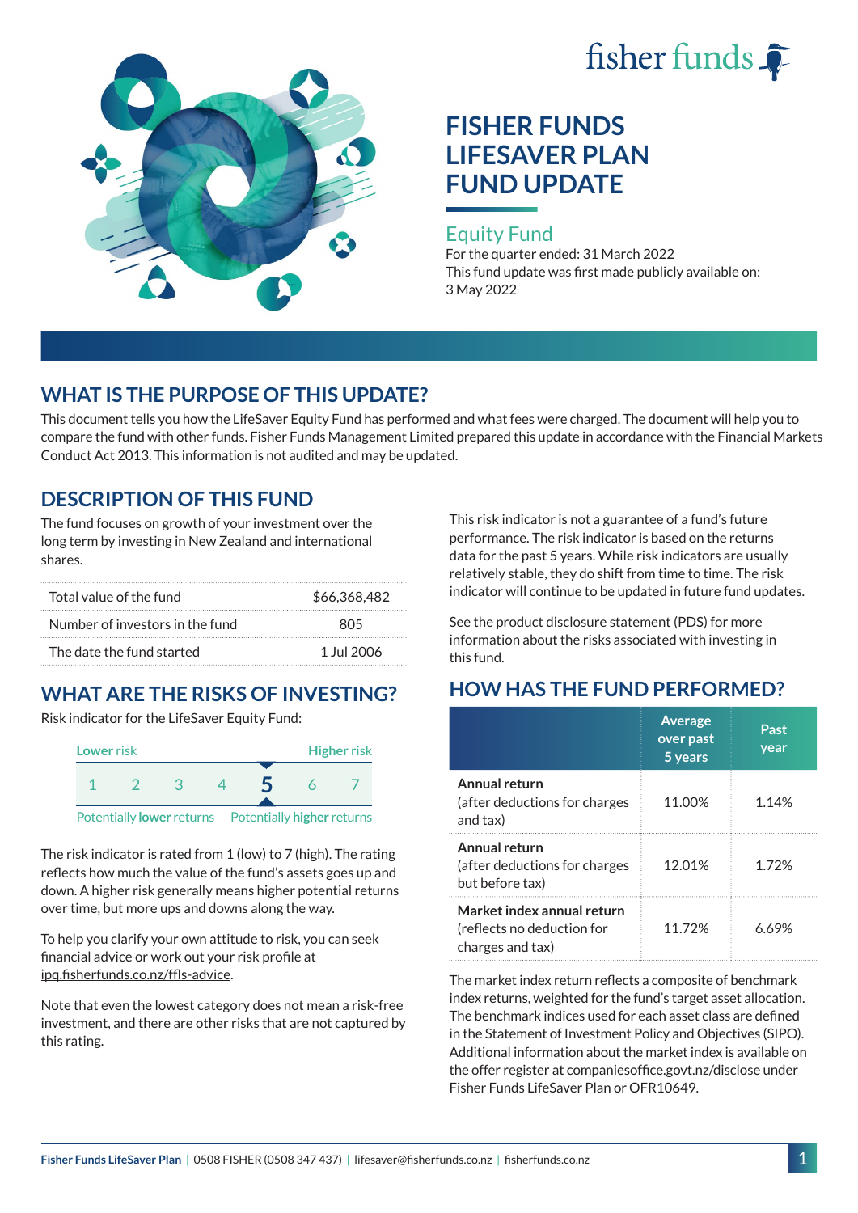# FISHER FUNDS LIFESAVER PLAN FUND UPDATE

## Equity Fund

For the quarter ended: 31 March 2022

This fund update was first made publicly available on: 3 May 2022

## WHAT IS THE PURPOSE OF THIS UPDATE?

This document tells you how the LifeSaver Equity Fund has performed and what fees were charged. The document will help you to compare the fund with other funds. Fisher Funds Management Limited prepared this update in accordance with the Financial Markets Conduct Act 2013. This information is not audited and may be updated.

## DESCRIPTION OF THIS FUND

The fund focuses on growth of your investment over the long term by investing in New Zealand and international shares.

| | |
|---|---|
| Total value of the fund | $66,368,482 |
| Number of investors in the fund | 805 |
| The date the fund started | 1 Jul 2006 |

## WHAT ARE THE RISKS OF INVESTING?

Risk indicator for the LifeSaver Equity Fund:

| Lower risk | | | | | | Higher risk |
|---|---|---|---|---|---|---|
| 1 | 2 | 3 | 4 | **5** | 6 | 7 |

Potentially **lower** returns — Potentially **higher** returns

The risk indicator is rated from 1 (low) to 7 (high). The rating reflects how much the value of the fund's assets goes up and down. A higher risk generally means higher potential returns over time, but more ups and downs along the way.

To help you clarify your own attitude to risk, you can seek financial advice or work out your risk profile at ipq.fisherfunds.co.nz/ffls-advice.

Note that even the lowest category does not mean a risk-free investment, and there are other risks that are not captured by this rating.

This risk indicator is not a guarantee of a fund's future performance. The risk indicator is based on the returns data for the past 5 years. While risk indicators are usually relatively stable, they do shift from time to time. The risk indicator will continue to be updated in future fund updates.

See the product disclosure statement (PDS) for more information about the risks associated with investing in this fund.

## HOW HAS THE FUND PERFORMED?

| | Average over past 5 years | Past year |
|---|---|---|
| **Annual return** (after deductions for charges and tax) | 11.00% | 1.14% |
| **Annual return** (after deductions for charges but before tax) | 12.01% | 1.72% |
| **Market index annual return** (reflects no deduction for charges and tax) | 11.72% | 6.69% |

The market index return reflects a composite of benchmark index returns, weighted for the fund's target asset allocation. The benchmark indices used for each asset class are defined in the Statement of Investment Policy and Objectives (SIPO). Additional information about the market index is available on the offer register at companiesoffice.govt.nz/disclose under Fisher Funds LifeSaver Plan or OFR10649.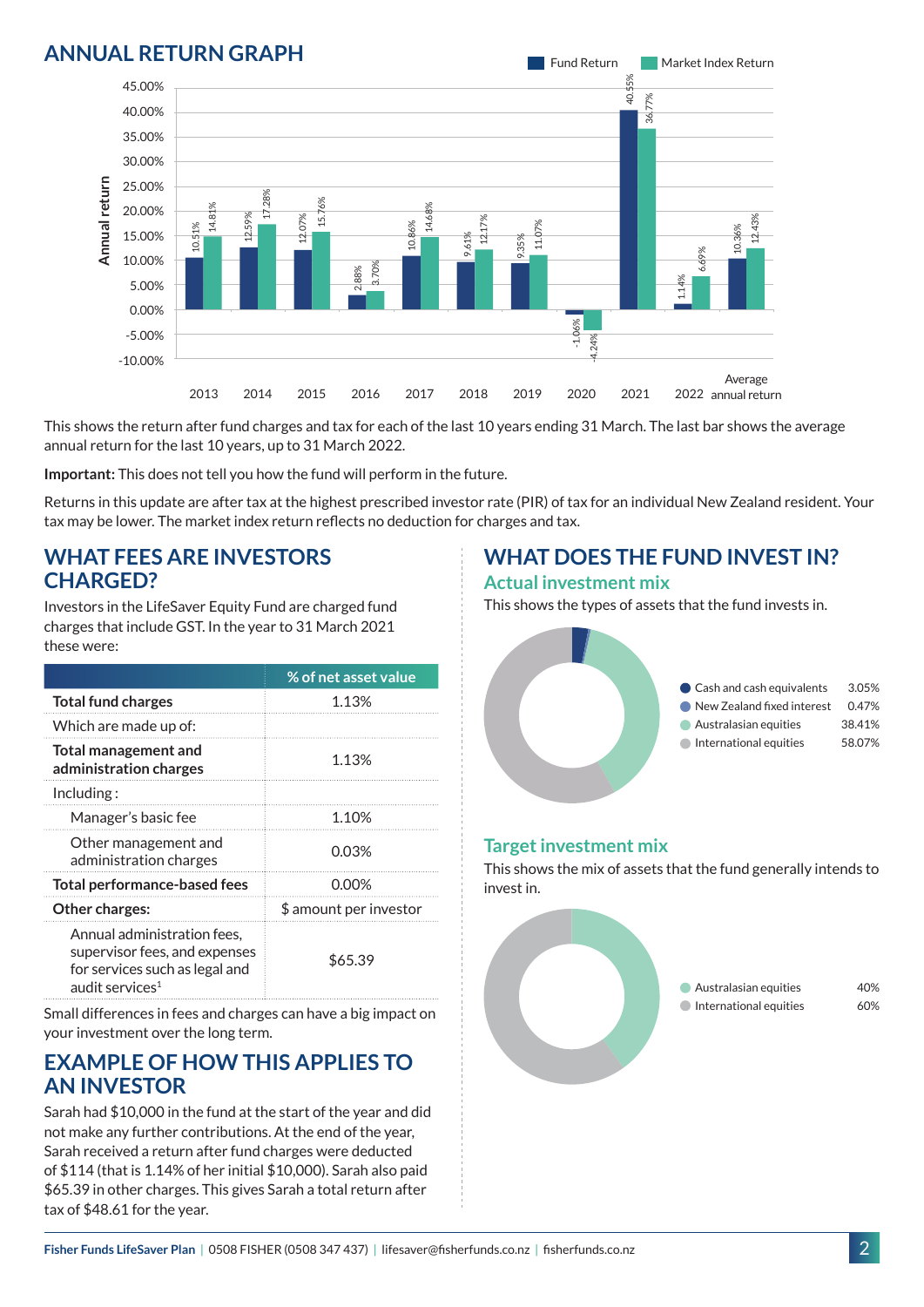## ANNUAL RETURN GRAPH

| Year | Fund Return | Market Index Return |
|---|---|---|
| 2013 | 10.51% | 14.81% |
| 2014 | 12.59% | 17.28% |
| 2015 | 12.07% | 15.76% |
| 2016 | 2.88% | 3.70% |
| 2017 | 10.86% | 14.68% |
| 2018 | 9.61% | 12.17% |
| 2019 | 9.35% | 11.07% |
| 2020 | -1.06% | -4.24% |
| 2021 | 40.55% | 36.77% |
| 2022 | 1.14% | 6.69% |
| Average annual return | 10.36% | 12.43% |

This shows the return after fund charges and tax for each of the last 10 years ending 31 March. The last bar shows the average annual return for the last 10 years, up to 31 March 2022.

**Important:** This does not tell you how the fund will perform in the future.

Returns in this update are after tax at the highest prescribed investor rate (PIR) of tax for an individual New Zealand resident. Your tax may be lower. The market index return reflects no deduction for charges and tax.

## WHAT FEES ARE INVESTORS CHARGED?

Investors in the LifeSaver Equity Fund are charged fund charges that include GST. In the year to 31 March 2021 these were:

| | % of net asset value |
|---|---|
| **Total fund charges** | 1.13% |
| Which are made up of: | |
| **Total management and administration charges** | 1.13% |
| Including: | |
| Manager's basic fee | 1.10% |
| Other management and administration charges | 0.03% |
| **Total performance-based fees** | 0.00% |
| **Other charges:** | $ amount per investor |
| Annual administration fees, supervisor fees, and expenses for services such as legal and audit services[1] | $65.39 |

Small differences in fees and charges can have a big impact on your investment over the long term.

## EXAMPLE OF HOW THIS APPLIES TO AN INVESTOR

Sarah had $10,000 in the fund at the start of the year and did not make any further contributions. At the end of the year, Sarah received a return after fund charges were deducted of $114 (that is 1.14% of her initial $10,000). Sarah also paid $65.39 in other charges. This gives Sarah a total return after tax of $48.61 for the year.

## WHAT DOES THE FUND INVEST IN?

### Actual investment mix

This shows the types of assets that the fund invests in.

| Asset | % |
|---|---|
| Cash and cash equivalents | 3.05% |
| New Zealand fixed interest | 0.47% |
| Australasian equities | 38.41% |
| International equities | 58.07% |

### Target investment mix

This shows the mix of assets that the fund generally intends to invest in.

| Asset | % |
|---|---|
| Australasian equities | 40% |
| International equities | 60% |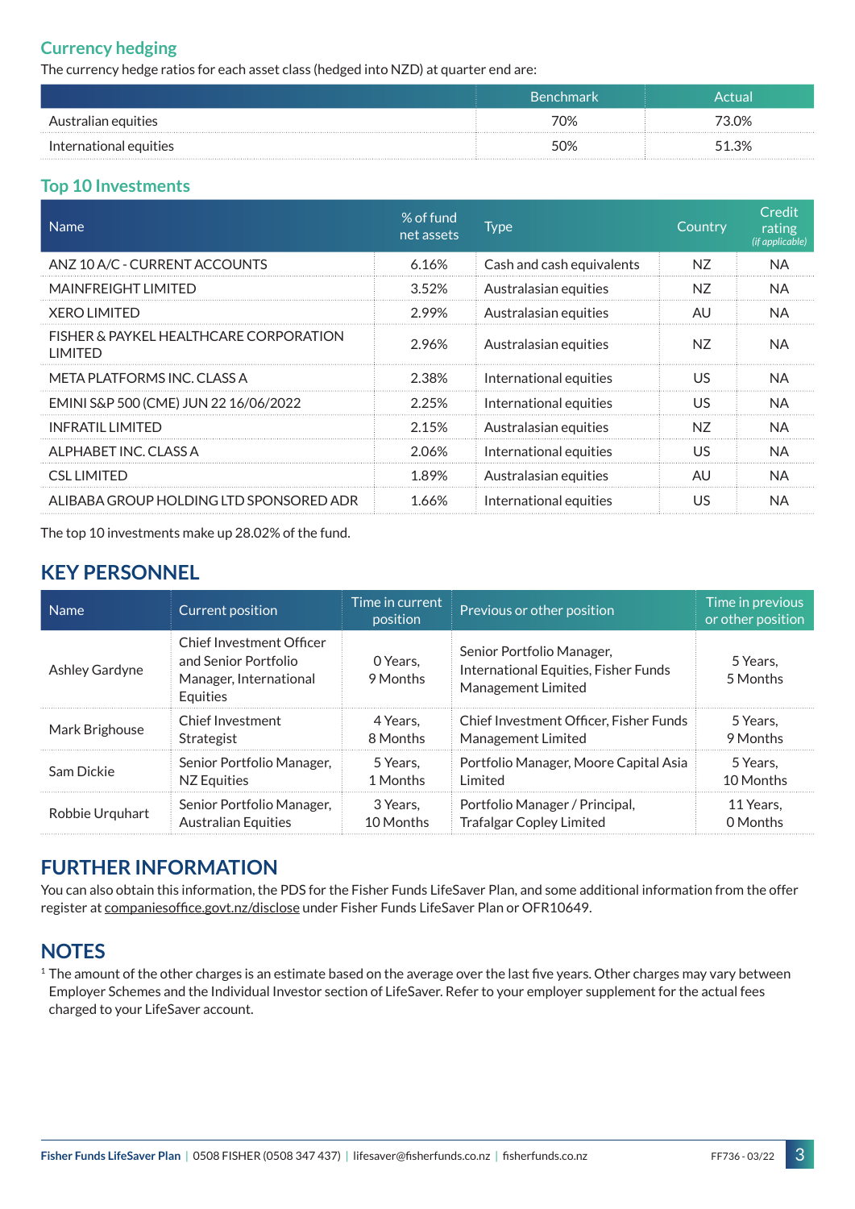## Currency hedging

The currency hedge ratios for each asset class (hedged into NZD) at quarter end are:

| | Benchmark | Actual |
|---|---|---|
| Australian equities | 70% | 73.0% |
| International equities | 50% | 51.3% |

## Top 10 Investments

| Name | % of fund net assets | Type | Country | Credit rating *(if applicable)* |
|---|---|---|---|---|
| ANZ 10 A/C - CURRENT ACCOUNTS | 6.16% | Cash and cash equivalents | NZ | NA |
| MAINFREIGHT LIMITED | 3.52% | Australasian equities | NZ | NA |
| XERO LIMITED | 2.99% | Australasian equities | AU | NA |
| FISHER & PAYKEL HEALTHCARE CORPORATION LIMITED | 2.96% | Australasian equities | NZ | NA |
| META PLATFORMS INC. CLASS A | 2.38% | International equities | US | NA |
| EMINI S&P 500 (CME) JUN 22 16/06/2022 | 2.25% | International equities | US | NA |
| INFRATIL LIMITED | 2.15% | Australasian equities | NZ | NA |
| ALPHABET INC. CLASS A | 2.06% | International equities | US | NA |
| CSL LIMITED | 1.89% | Australasian equities | AU | NA |
| ALIBABA GROUP HOLDING LTD SPONSORED ADR | 1.66% | International equities | US | NA |

The top 10 investments make up 28.02% of the fund.

## KEY PERSONNEL

| Name | Current position | Time in current position | Previous or other position | Time in previous or other position |
|---|---|---|---|---|
| Ashley Gardyne | Chief Investment Officer and Senior Portfolio Manager, International Equities | 0 Years, 9 Months | Senior Portfolio Manager, International Equities, Fisher Funds Management Limited | 5 Years, 5 Months |
| Mark Brighouse | Chief Investment Strategist | 4 Years, 8 Months | Chief Investment Officer, Fisher Funds Management Limited | 5 Years, 9 Months |
| Sam Dickie | Senior Portfolio Manager, NZ Equities | 5 Years, 1 Months | Portfolio Manager, Moore Capital Asia Limited | 5 Years, 10 Months |
| Robbie Urquhart | Senior Portfolio Manager, Australian Equities | 3 Years, 10 Months | Portfolio Manager / Principal, Trafalgar Copley Limited | 11 Years, 0 Months |

## FURTHER INFORMATION

You can also obtain this information, the PDS for the Fisher Funds LifeSaver Plan, and some additional information from the offer register at companiesoffice.govt.nz/disclose under Fisher Funds LifeSaver Plan or OFR10649.

## NOTES

[1] The amount of the other charges is an estimate based on the average over the last five years. Other charges may vary between Employer Schemes and the Individual Investor section of LifeSaver. Refer to your employer supplement for the actual fees charged to your LifeSaver account.